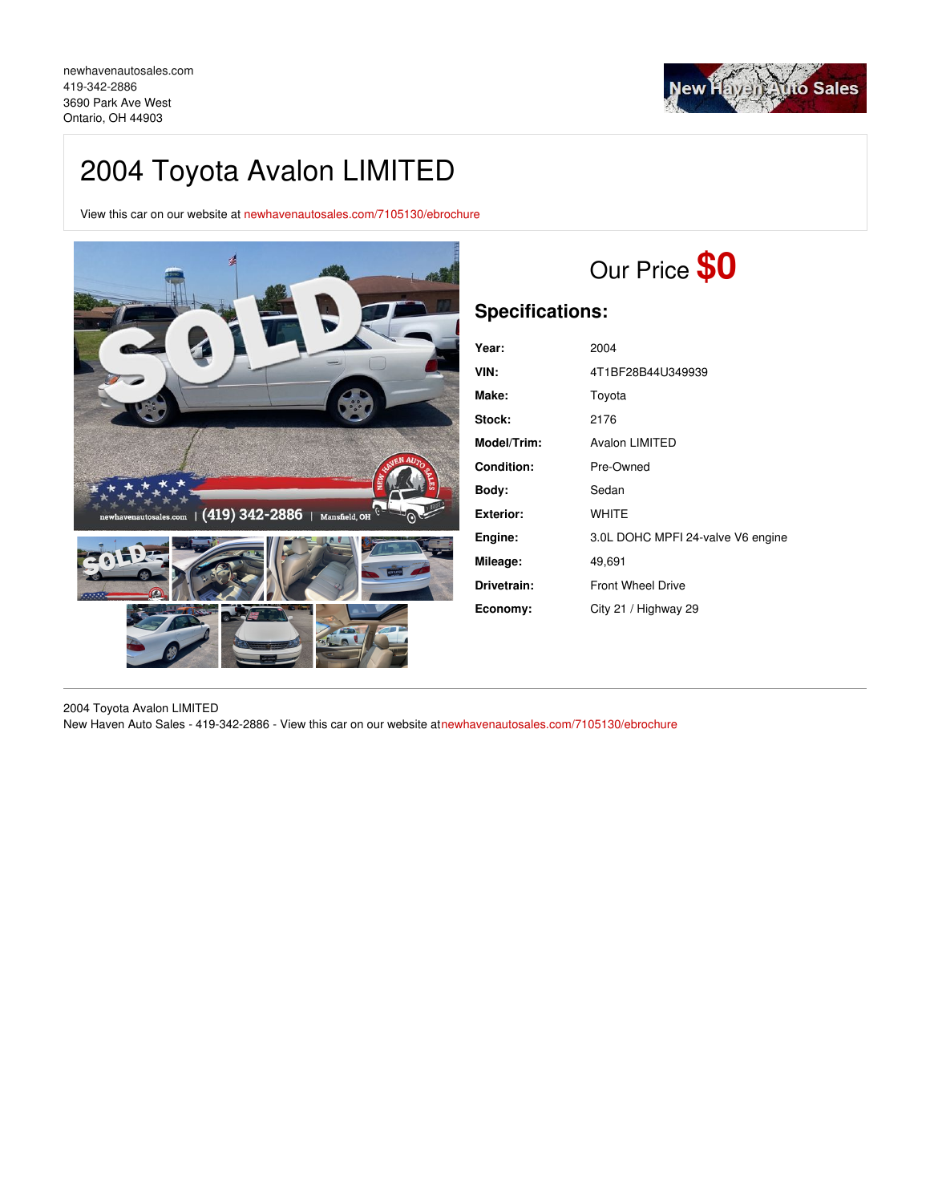newhavenautosales.com
419-342-2886
3690 Park Ave West
Ontario, OH 44903

# 2004 Toyota Avalon LIMITED

View this car on our website at newhavenautosales.com/7105130/ebrochure

## Our Price **$0**

## Specifications:

| | |
|---|---|
| **Year:** | 2004 |
| **VIN:** | 4T1BF28B44U349939 |
| **Make:** | Toyota |
| **Stock:** | 2176 |
| **Model/Trim:** | Avalon LIMITED |
| **Condition:** | Pre-Owned |
| **Body:** | Sedan |
| **Exterior:** | WHITE |
| **Engine:** | 3.0L DOHC MPFI 24-valve V6 engine |
| **Mileage:** | 49,691 |
| **Drivetrain:** | Front Wheel Drive |
| **Economy:** | City 21 / Highway 29 |

2004 Toyota Avalon LIMITED
New Haven Auto Sales - 419-342-2886 - View this car on our website atnewhavenautosales.com/7105130/ebrochure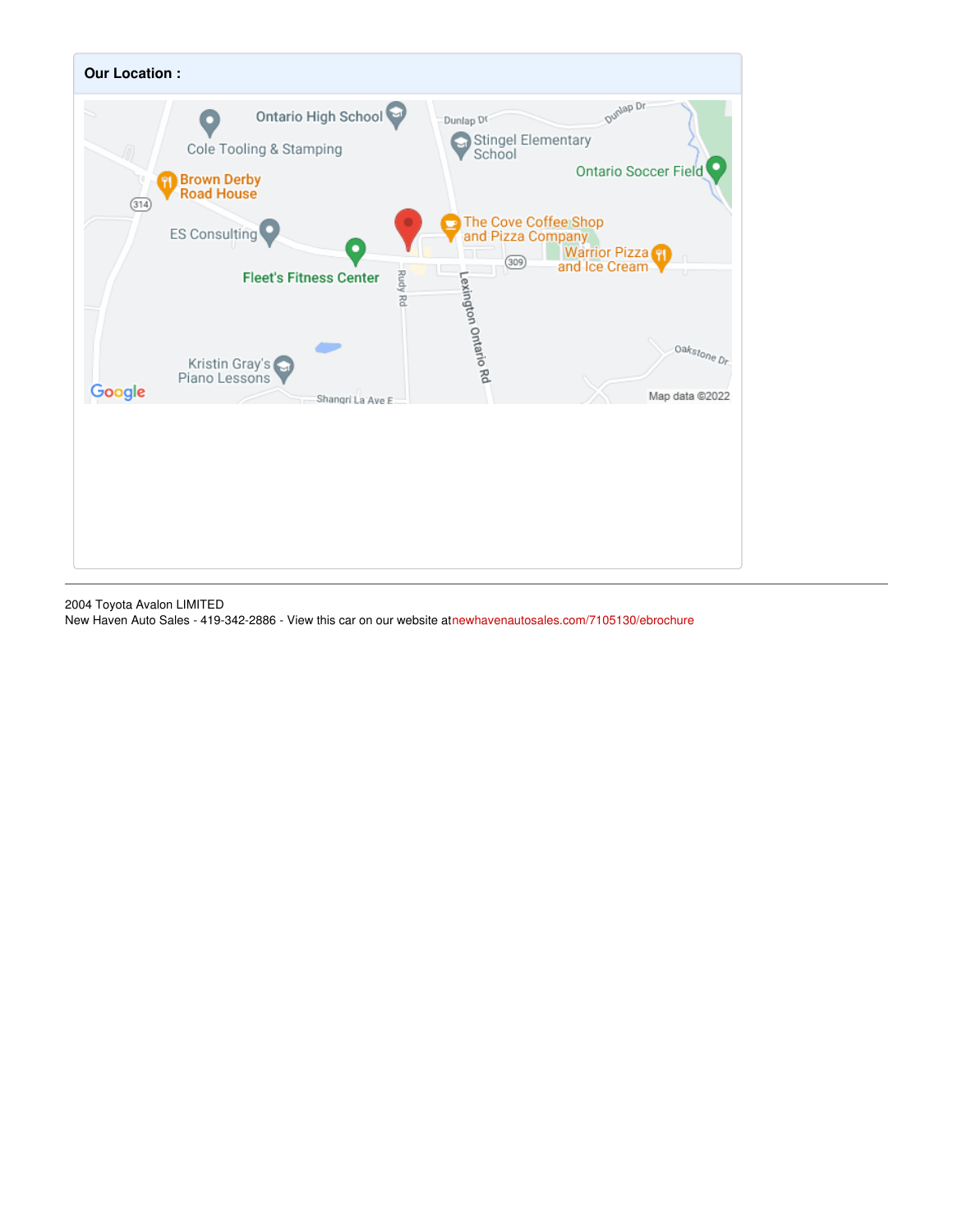**Our Location :**

2004 Toyota Avalon LIMITED
New Haven Auto Sales - 419-342-2886 - View this car on our website atnewhavenautosales.com/7105130/ebrochure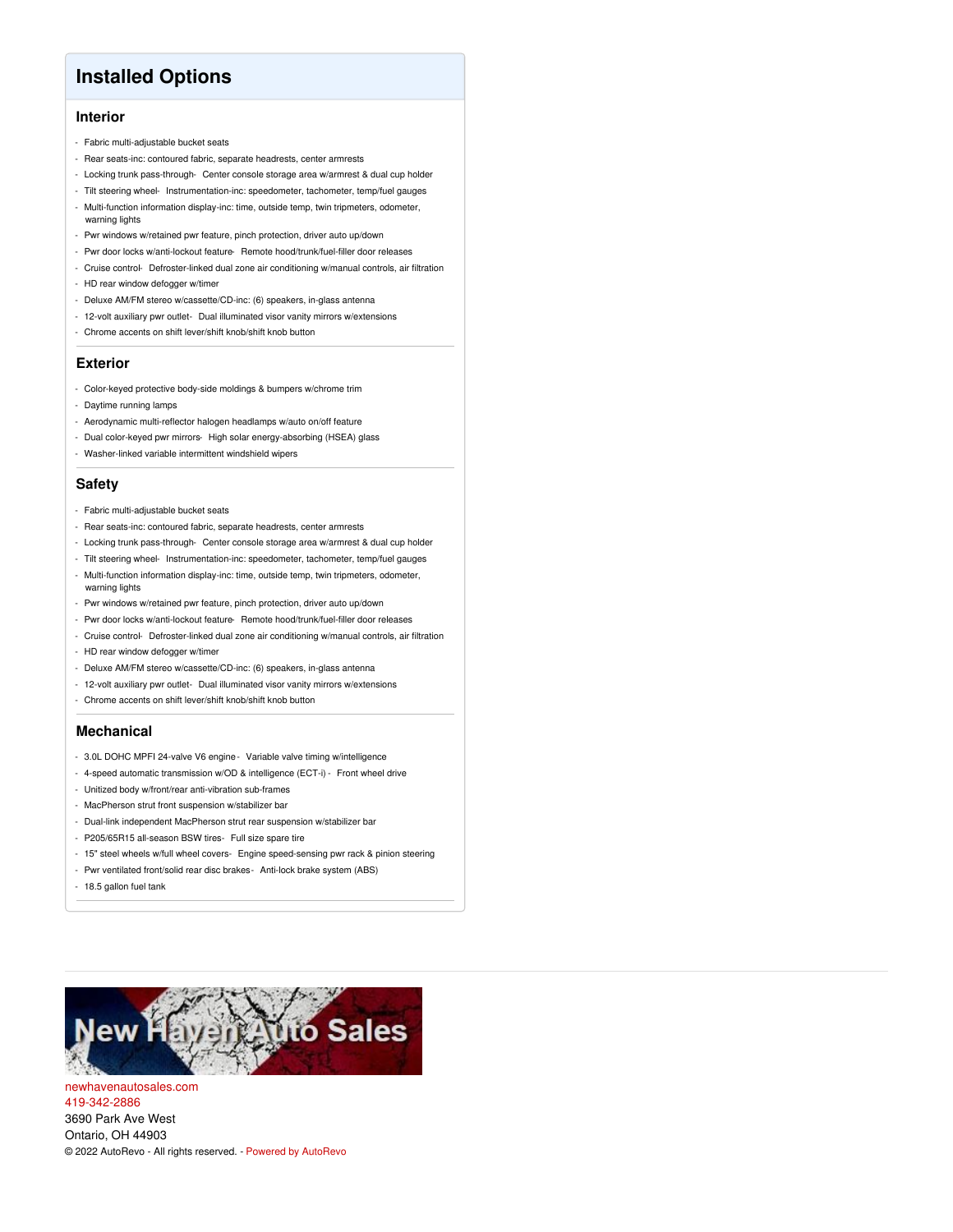## Installed Options

### Interior

- Fabric multi-adjustable bucket seats
- Rear seats-inc: contoured fabric, separate headrests, center armrests
- Locking trunk pass-through- Center console storage area w/armrest & dual cup holder
- Tilt steering wheel- Instrumentation-inc: speedometer, tachometer, temp/fuel gauges
- Multi-function information display-inc: time, outside temp, twin tripmeters, odometer, warning lights
- Pwr windows w/retained pwr feature, pinch protection, driver auto up/down
- Pwr door locks w/anti-lockout feature- Remote hood/trunk/fuel-filler door releases
- Cruise control- Defroster-linked dual zone air conditioning w/manual controls, air filtration
- HD rear window defogger w/timer
- Deluxe AM/FM stereo w/cassette/CD-inc: (6) speakers, in-glass antenna
- 12-volt auxiliary pwr outlet- Dual illuminated visor vanity mirrors w/extensions
- Chrome accents on shift lever/shift knob/shift knob button

### Exterior

- Color-keyed protective body-side moldings & bumpers w/chrome trim
- Daytime running lamps
- Aerodynamic multi-reflector halogen headlamps w/auto on/off feature
- Dual color-keyed pwr mirrors- High solar energy-absorbing (HSEA) glass
- Washer-linked variable intermittent windshield wipers

### Safety

- Fabric multi-adjustable bucket seats
- Rear seats-inc: contoured fabric, separate headrests, center armrests
- Locking trunk pass-through- Center console storage area w/armrest & dual cup holder
- Tilt steering wheel- Instrumentation-inc: speedometer, tachometer, temp/fuel gauges
- Multi-function information display-inc: time, outside temp, twin tripmeters, odometer, warning lights
- Pwr windows w/retained pwr feature, pinch protection, driver auto up/down
- Pwr door locks w/anti-lockout feature- Remote hood/trunk/fuel-filler door releases
- Cruise control- Defroster-linked dual zone air conditioning w/manual controls, air filtration
- HD rear window defogger w/timer
- Deluxe AM/FM stereo w/cassette/CD-inc: (6) speakers, in-glass antenna
- 12-volt auxiliary pwr outlet- Dual illuminated visor vanity mirrors w/extensions
- Chrome accents on shift lever/shift knob/shift knob button

### Mechanical

- 3.0L DOHC MPFI 24-valve V6 engine- Variable valve timing w/intelligence
- 4-speed automatic transmission w/OD & intelligence (ECT-i)- Front wheel drive
- Unitized body w/front/rear anti-vibration sub-frames
- MacPherson strut front suspension w/stabilizer bar
- Dual-link independent MacPherson strut rear suspension w/stabilizer bar
- P205/65R15 all-season BSW tires- Full size spare tire
- 15" steel wheels w/full wheel covers- Engine speed-sensing pwr rack & pinion steering
- Pwr ventilated front/solid rear disc brakes- Anti-lock brake system (ABS)
- 18.5 gallon fuel tank

New Haven Auto Sales

newhavenautosales.com
419-342-2886
3690 Park Ave West
Ontario, OH 44903
© 2022 AutoRevo - All rights reserved. - Powered by AutoRevo